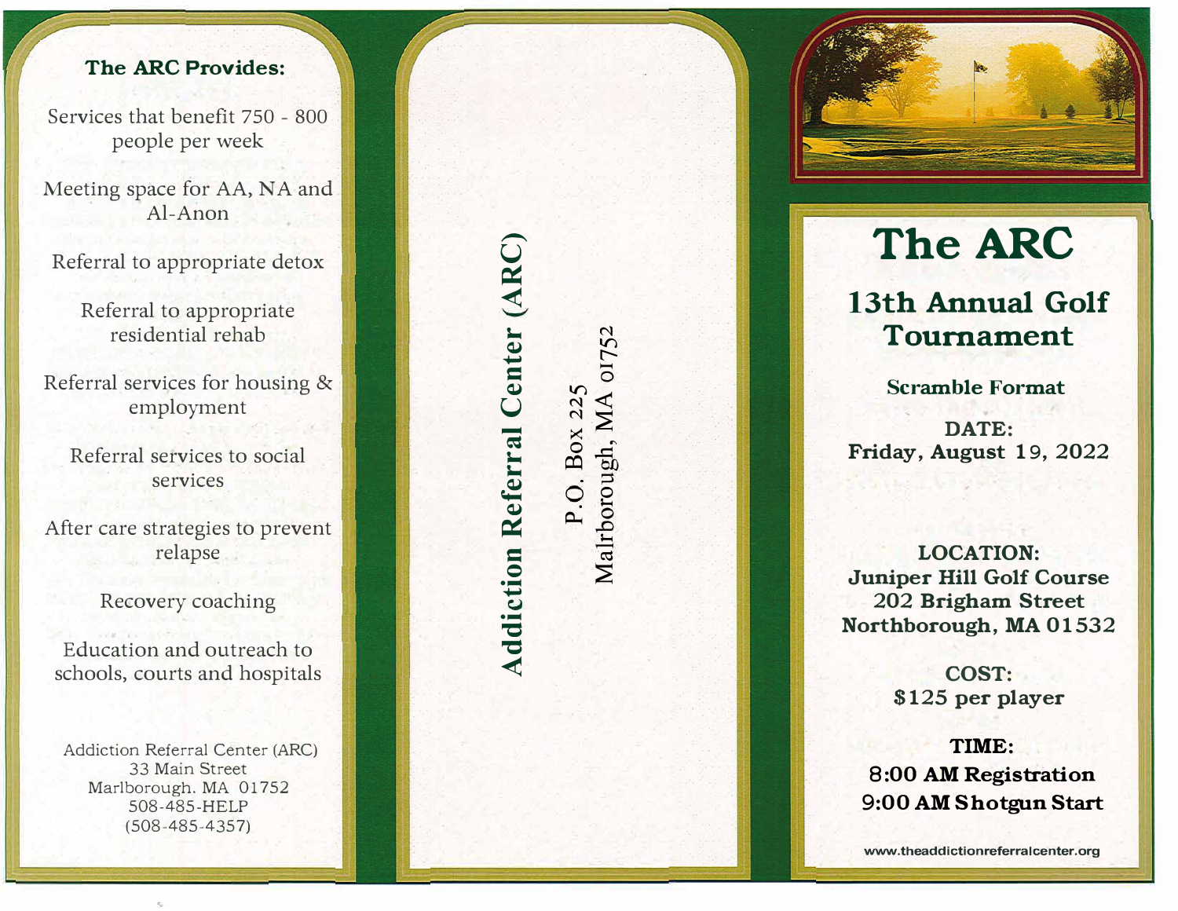## The ARC Provides:

Services that benefit 750 - 800 people per week

Meeting space for AA, NA and Al-Anon

Referral to appropriate detox

Referral to appropriate residential rehab

Referral services for housing & employment

Referral services to social services

After care strategies to prevent relapse

Recovery coaching

Education and outreach to schools, courts and hospitals

Addiction Referral Center (ARC)
33 Main Street
Marlborough. MA 01752
508-485-HELP
(508-485-4357)

**Addiction Referral Center (ARC)**

P.O. Box 225
Malrborough, MA 01752

# The ARC

## 13th Annual Golf Tournament

**Scramble Format**

**DATE:**
**Friday, August 19, 2022**

**LOCATION:**
**Juniper Hill Golf Course**
**202 Brigham Street**
**Northborough, MA 01532**

**COST:**
**$125 per player**

**TIME:**
**8:00 AM Registration**
**9:00 AM Shotgun Start**

**www.theaddictionreferralcenter.org**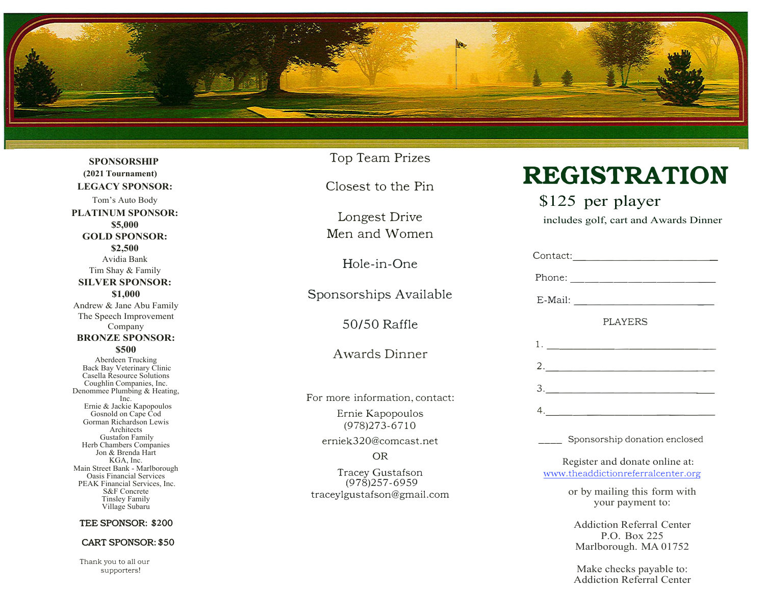**SPONSORSHIP**
**(2021 Tournament)**

**LEGACY SPONSOR:**

Tom's Auto Body

**PLATINUM SPONSOR:**
**$5,000**

**GOLD SPONSOR:**
**$2,500**

Avidia Bank
Tim Shay & Family

**SILVER SPONSOR:**
**$1,000**

Andrew & Jane Abu Family
The Speech Improvement Company

**BRONZE SPONSOR:**
**$500**

Aberdeen Trucking
Back Bay Veterinary Clinic
Casella Resource Solutions
Coughlin Companies, Inc.
Denommee Plumbing & Heating, Inc.
Ernie & Jackie Kapopoulos
Gosnold on Cape Cod
Gorman Richardson Lewis Architects
Gustafon Family
Herb Chambers Companies
Jon & Brenda Hart
KGA, Inc.
Main Street Bank - Marlborough
Oasis Financial Services
PEAK Financial Services, Inc.
S&F Concrete
Tinsley Family
Village Subaru

**TEE SPONSOR: $200**

**CART SPONSOR: $50**

Thank you to all our supporters!

Top Team Prizes

Closest to the Pin

Longest Drive
Men and Women

Hole-in-One

Sponsorships Available

50/50 Raffle

Awards Dinner

For more information, contact:

Ernie Kapopoulos
(978)273-6710
erniek320@comcast.net

OR

Tracey Gustafson
(978)257-6959
traceylgustafson@gmail.com

# REGISTRATION

## $125 per player

includes golf, cart and Awards Dinner

Contact:___________________________

Phone: ___________________________

E-Mail: ___________________________

PLAYERS

1. ______________________________
2. ______________________________
3. ______________________________
4. ______________________________

____ Sponsorship donation enclosed

Register and donate online at:
www.theaddictionreferralcenter.org

or by mailing this form with your payment to:

Addiction Referral Center
P.O. Box 225
Marlborough. MA 01752

Make checks payable to:
Addiction Referral Center